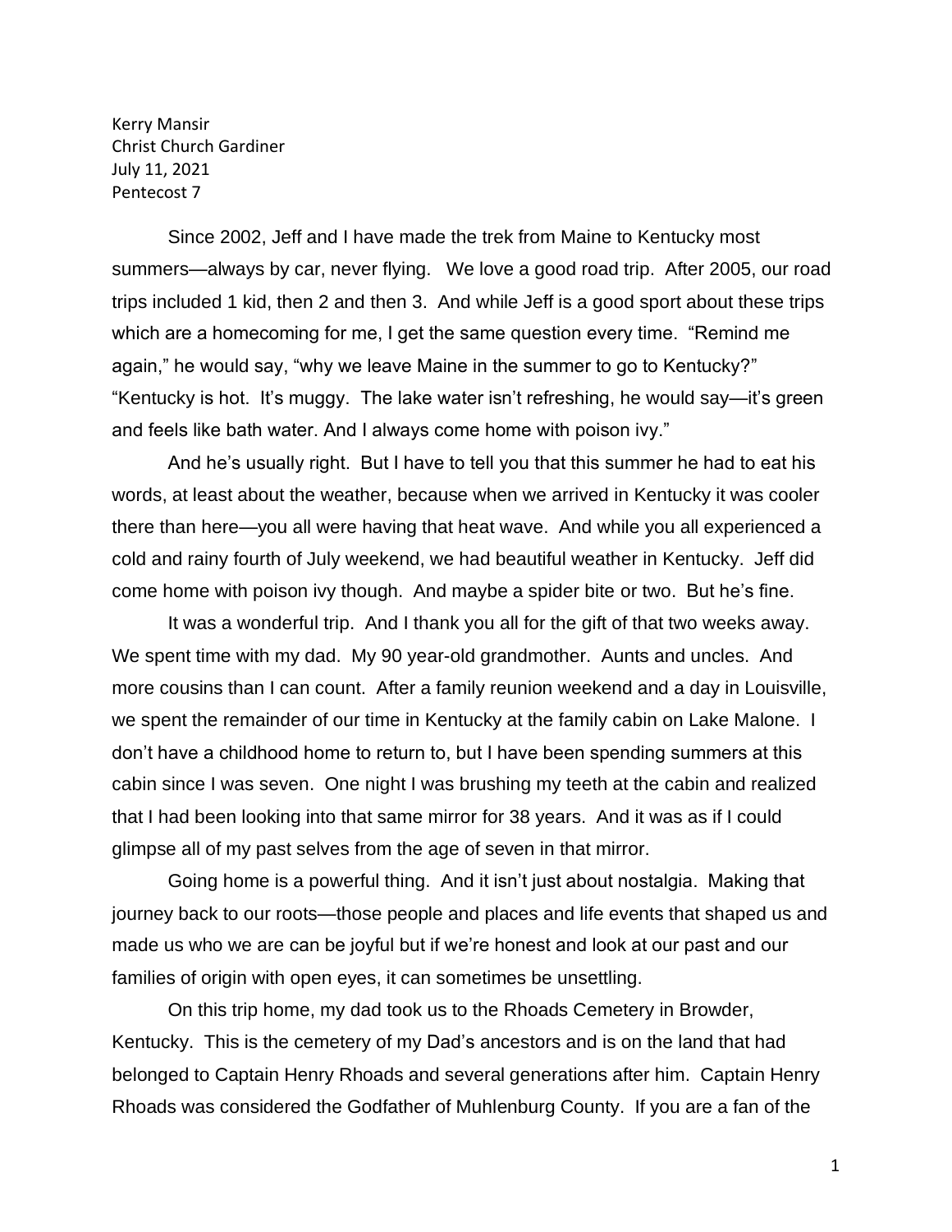Kerry Mansir
Christ Church Gardiner
July 11, 2021
Pentecost 7

Since 2002, Jeff and I have made the trek from Maine to Kentucky most summers—always by car, never flying. We love a good road trip. After 2005, our road trips included 1 kid, then 2 and then 3. And while Jeff is a good sport about these trips which are a homecoming for me, I get the same question every time. "Remind me again," he would say, "why we leave Maine in the summer to go to Kentucky?" "Kentucky is hot. It's muggy. The lake water isn't refreshing, he would say—it's green and feels like bath water. And I always come home with poison ivy."

And he's usually right. But I have to tell you that this summer he had to eat his words, at least about the weather, because when we arrived in Kentucky it was cooler there than here—you all were having that heat wave. And while you all experienced a cold and rainy fourth of July weekend, we had beautiful weather in Kentucky. Jeff did come home with poison ivy though. And maybe a spider bite or two. But he's fine.

It was a wonderful trip. And I thank you all for the gift of that two weeks away. We spent time with my dad. My 90 year-old grandmother. Aunts and uncles. And more cousins than I can count. After a family reunion weekend and a day in Louisville, we spent the remainder of our time in Kentucky at the family cabin on Lake Malone. I don't have a childhood home to return to, but I have been spending summers at this cabin since I was seven. One night I was brushing my teeth at the cabin and realized that I had been looking into that same mirror for 38 years. And it was as if I could glimpse all of my past selves from the age of seven in that mirror.

Going home is a powerful thing. And it isn't just about nostalgia. Making that journey back to our roots—those people and places and life events that shaped us and made us who we are can be joyful but if we're honest and look at our past and our families of origin with open eyes, it can sometimes be unsettling.

On this trip home, my dad took us to the Rhoads Cemetery in Browder, Kentucky. This is the cemetery of my Dad's ancestors and is on the land that had belonged to Captain Henry Rhoads and several generations after him. Captain Henry Rhoads was considered the Godfather of Muhlenburg County. If you are a fan of the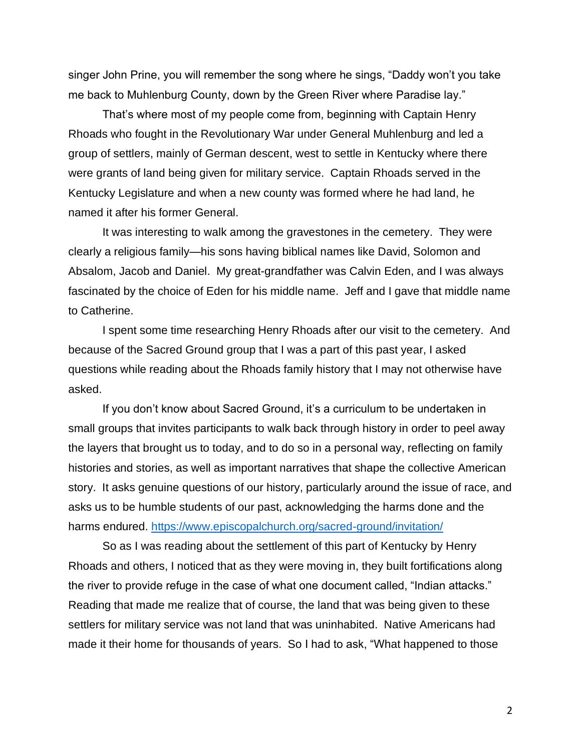singer John Prine, you will remember the song where he sings, "Daddy won't you take me back to Muhlenburg County, down by the Green River where Paradise lay."

That's where most of my people come from, beginning with Captain Henry Rhoads who fought in the Revolutionary War under General Muhlenburg and led a group of settlers, mainly of German descent, west to settle in Kentucky where there were grants of land being given for military service. Captain Rhoads served in the Kentucky Legislature and when a new county was formed where he had land, he named it after his former General.

It was interesting to walk among the gravestones in the cemetery. They were clearly a religious family—his sons having biblical names like David, Solomon and Absalom, Jacob and Daniel. My great-grandfather was Calvin Eden, and I was always fascinated by the choice of Eden for his middle name. Jeff and I gave that middle name to Catherine.

I spent some time researching Henry Rhoads after our visit to the cemetery. And because of the Sacred Ground group that I was a part of this past year, I asked questions while reading about the Rhoads family history that I may not otherwise have asked.

If you don't know about Sacred Ground, it's a curriculum to be undertaken in small groups that invites participants to walk back through history in order to peel away the layers that brought us to today, and to do so in a personal way, reflecting on family histories and stories, as well as important narratives that shape the collective American story. It asks genuine questions of our history, particularly around the issue of race, and asks us to be humble students of our past, acknowledging the harms done and the harms endured. https://www.episcopalchurch.org/sacred-ground/invitation/

So as I was reading about the settlement of this part of Kentucky by Henry Rhoads and others, I noticed that as they were moving in, they built fortifications along the river to provide refuge in the case of what one document called, "Indian attacks." Reading that made me realize that of course, the land that was being given to these settlers for military service was not land that was uninhabited. Native Americans had made it their home for thousands of years. So I had to ask, "What happened to those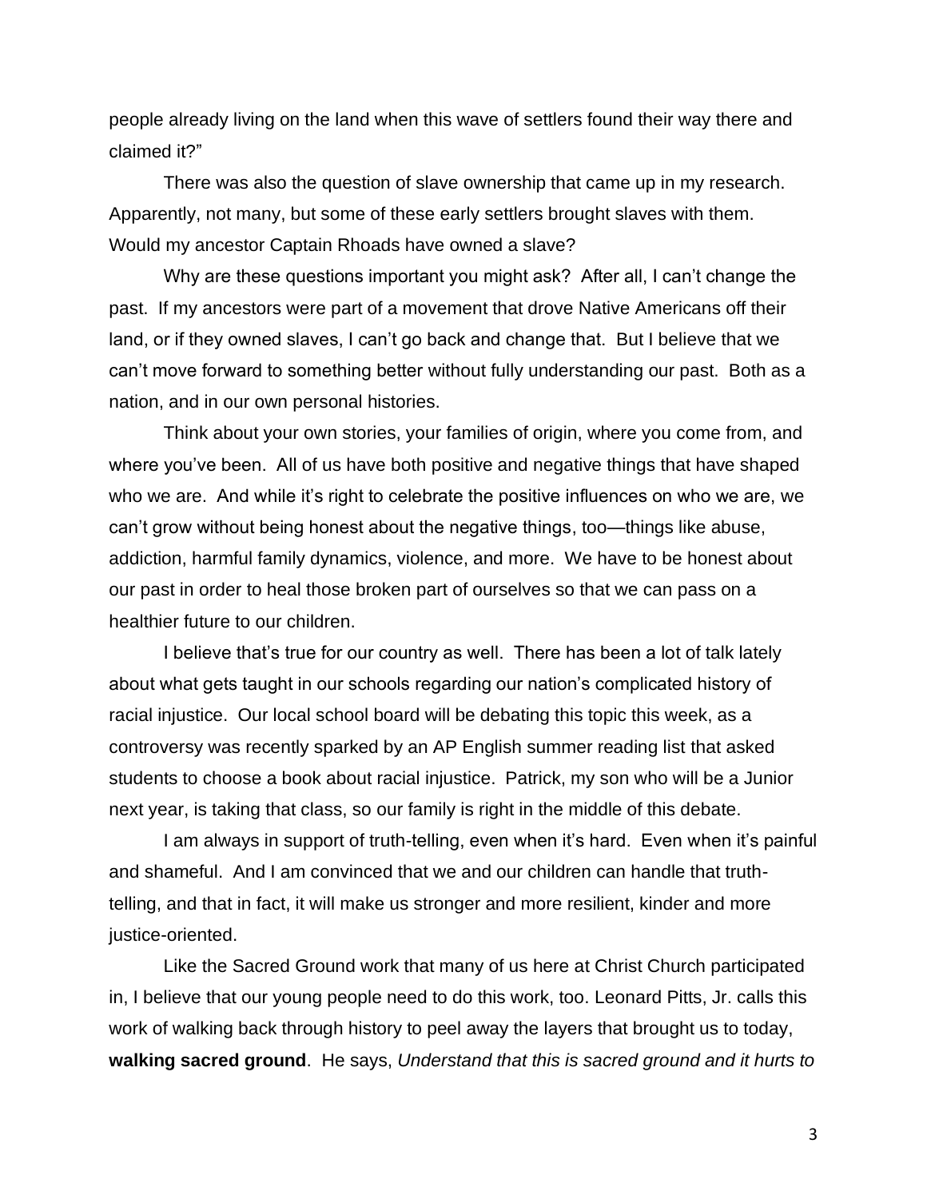people already living on the land when this wave of settlers found their way there and claimed it?"

There was also the question of slave ownership that came up in my research. Apparently, not many, but some of these early settlers brought slaves with them. Would my ancestor Captain Rhoads have owned a slave?

Why are these questions important you might ask? After all, I can't change the past. If my ancestors were part of a movement that drove Native Americans off their land, or if they owned slaves, I can't go back and change that. But I believe that we can't move forward to something better without fully understanding our past. Both as a nation, and in our own personal histories.

Think about your own stories, your families of origin, where you come from, and where you've been. All of us have both positive and negative things that have shaped who we are. And while it's right to celebrate the positive influences on who we are, we can't grow without being honest about the negative things, too—things like abuse, addiction, harmful family dynamics, violence, and more. We have to be honest about our past in order to heal those broken part of ourselves so that we can pass on a healthier future to our children.

I believe that's true for our country as well. There has been a lot of talk lately about what gets taught in our schools regarding our nation's complicated history of racial injustice. Our local school board will be debating this topic this week, as a controversy was recently sparked by an AP English summer reading list that asked students to choose a book about racial injustice. Patrick, my son who will be a Junior next year, is taking that class, so our family is right in the middle of this debate.

I am always in support of truth-telling, even when it's hard. Even when it's painful and shameful. And I am convinced that we and our children can handle that truth-telling, and that in fact, it will make us stronger and more resilient, kinder and more justice-oriented.

Like the Sacred Ground work that many of us here at Christ Church participated in, I believe that our young people need to do this work, too. Leonard Pitts, Jr. calls this work of walking back through history to peel away the layers that brought us to today, **walking sacred ground**. He says, *Understand that this is sacred ground and it hurts to*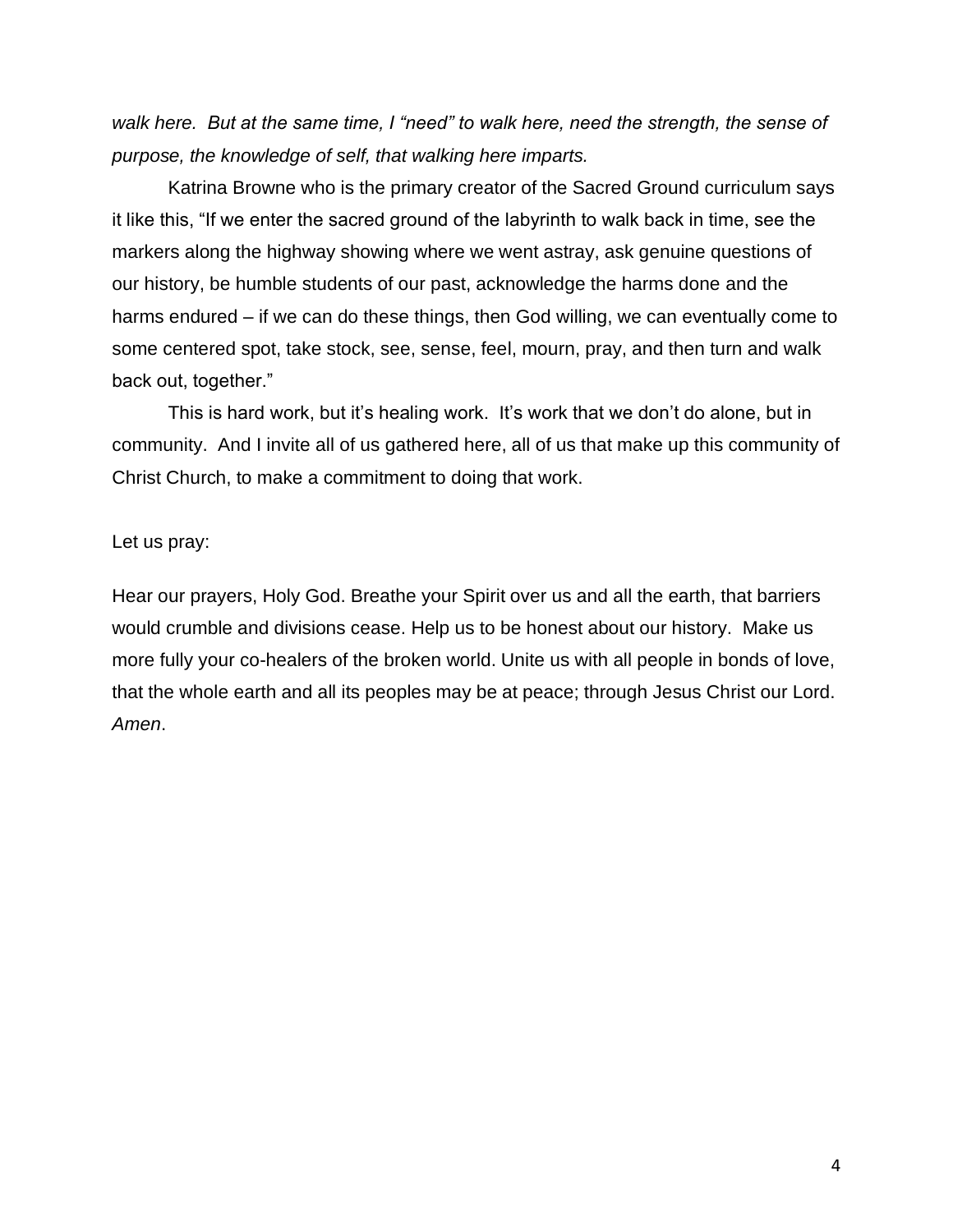*walk here. But at the same time, I "need" to walk here, need the strength, the sense of purpose, the knowledge of self, that walking here imparts.*

Katrina Browne who is the primary creator of the Sacred Ground curriculum says it like this, "If we enter the sacred ground of the labyrinth to walk back in time, see the markers along the highway showing where we went astray, ask genuine questions of our history, be humble students of our past, acknowledge the harms done and the harms endured – if we can do these things, then God willing, we can eventually come to some centered spot, take stock, see, sense, feel, mourn, pray, and then turn and walk back out, together."

This is hard work, but it's healing work. It's work that we don't do alone, but in community. And I invite all of us gathered here, all of us that make up this community of Christ Church, to make a commitment to doing that work.

Let us pray:

Hear our prayers, Holy God. Breathe your Spirit over us and all the earth, that barriers would crumble and divisions cease. Help us to be honest about our history. Make us more fully your co-healers of the broken world. Unite us with all people in bonds of love, that the whole earth and all its peoples may be at peace; through Jesus Christ our Lord. *Amen*.